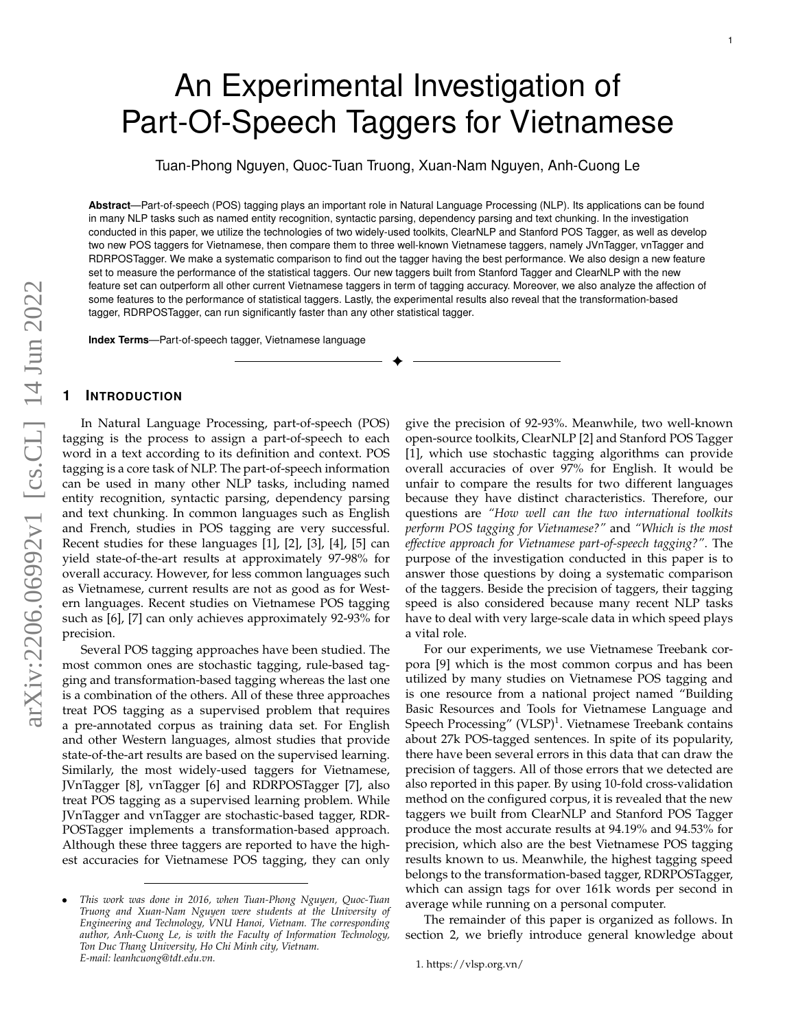# An Experimental Investigation of Part-Of-Speech Taggers for Vietnamese

Tuan-Phong Nguyen, Quoc-Tuan Truong, Xuan-Nam Nguyen, Anh-Cuong Le

**Abstract**—Part-of-speech (POS) tagging plays an important role in Natural Language Processing (NLP). Its applications can be found in many NLP tasks such as named entity recognition, syntactic parsing, dependency parsing and text chunking. In the investigation conducted in this paper, we utilize the technologies of two widely-used toolkits, ClearNLP and Stanford POS Tagger, as well as develop two new POS taggers for Vietnamese, then compare them to three well-known Vietnamese taggers, namely JVnTagger, vnTagger and RDRPOSTagger. We make a systematic comparison to find out the tagger having the best performance. We also design a new feature set to measure the performance of the statistical taggers. Our new taggers built from Stanford Tagger and ClearNLP with the new feature set can outperform all other current Vietnamese taggers in term of tagging accuracy. Moreover, we also analyze the affection of some features to the performance of statistical taggers. Lastly, the experimental results also reveal that the transformation-based tagger, RDRPOSTagger, can run significantly faster than any other statistical tagger.

**Index Terms**—Part-of-speech tagger, Vietnamese language

## 1 Introduction

In Natural Language Processing, part-of-speech (POS) tagging is the process to assign a part-of-speech to each word in a text according to its definition and context. POS tagging is a core task of NLP. The part-of-speech information can be used in many other NLP tasks, including named entity recognition, syntactic parsing, dependency parsing and text chunking. In common languages such as English and French, studies in POS tagging are very successful. Recent studies for these languages [1], [2], [3], [4], [5] can yield state-of-the-art results at approximately 97-98% for overall accuracy. However, for less common languages such as Vietnamese, current results are not as good as for Western languages. Recent studies on Vietnamese POS tagging such as [6], [7] can only achieves approximately 92-93% for precision.

Several POS tagging approaches have been studied. The most common ones are stochastic tagging, rule-based tagging and transformation-based tagging whereas the last one is a combination of the others. All of these three approaches treat POS tagging as a supervised problem that requires a pre-annotated corpus as training data set. For English and other Western languages, almost studies that provide state-of-the-art results are based on the supervised learning. Similarly, the most widely-used taggers for Vietnamese, JVnTagger [8], vnTagger [6] and RDRPOSTagger [7], also treat POS tagging as a supervised learning problem. While JVnTagger and vnTagger are stochastic-based tagger, RDRPOSTagger implements a transformation-based approach. Although these three taggers are reported to have the highest accuracies for Vietnamese POS tagging, they can only give the precision of 92-93%. Meanwhile, two well-known open-source toolkits, ClearNLP [2] and Stanford POS Tagger [1], which use stochastic tagging algorithms can provide overall accuracies of over 97% for English. It would be unfair to compare the results for two different languages because they have distinct characteristics. Therefore, our questions are *"How well can the two international toolkits perform POS tagging for Vietnamese?"* and *"Which is the most effective approach for Vietnamese part-of-speech tagging?"*. The purpose of the investigation conducted in this paper is to answer those questions by doing a systematic comparison of the taggers. Beside the precision of taggers, their tagging speed is also considered because many recent NLP tasks have to deal with very large-scale data in which speed plays a vital role.

For our experiments, we use Vietnamese Treebank corpora [9] which is the most common corpus and has been utilized by many studies on Vietnamese POS tagging and is one resource from a national project named "Building Basic Resources and Tools for Vietnamese Language and Speech Processing" (VLSP)[1]. Vietnamese Treebank contains about 27k POS-tagged sentences. In spite of its popularity, there have been several errors in this data that can draw the precision of taggers. All of those errors that we detected are also reported in this paper. By using 10-fold cross-validation method on the configured corpus, it is revealed that the new taggers we built from ClearNLP and Stanford POS Tagger produce the most accurate results at 94.19% and 94.53% for precision, which also are the best Vietnamese POS tagging results known to us. Meanwhile, the highest tagging speed belongs to the transformation-based tagger, RDRPOSTagger, which can assign tags for over 161k words per second in average while running on a personal computer.

The remainder of this paper is organized as follows. In section 2, we briefly introduce general knowledge about

- *This work was done in 2016, when Tuan-Phong Nguyen, Quoc-Tuan Truong and Xuan-Nam Nguyen were students at the University of Engineering and Technology, VNU Hanoi, Vietnam. The corresponding author, Anh-Cuong Le, is with the Faculty of Information Technology, Ton Duc Thang University, Ho Chi Minh city, Vietnam.*
  *E-mail: leanhcuong@tdt.edu.vn.*

1. https://vlsp.org.vn/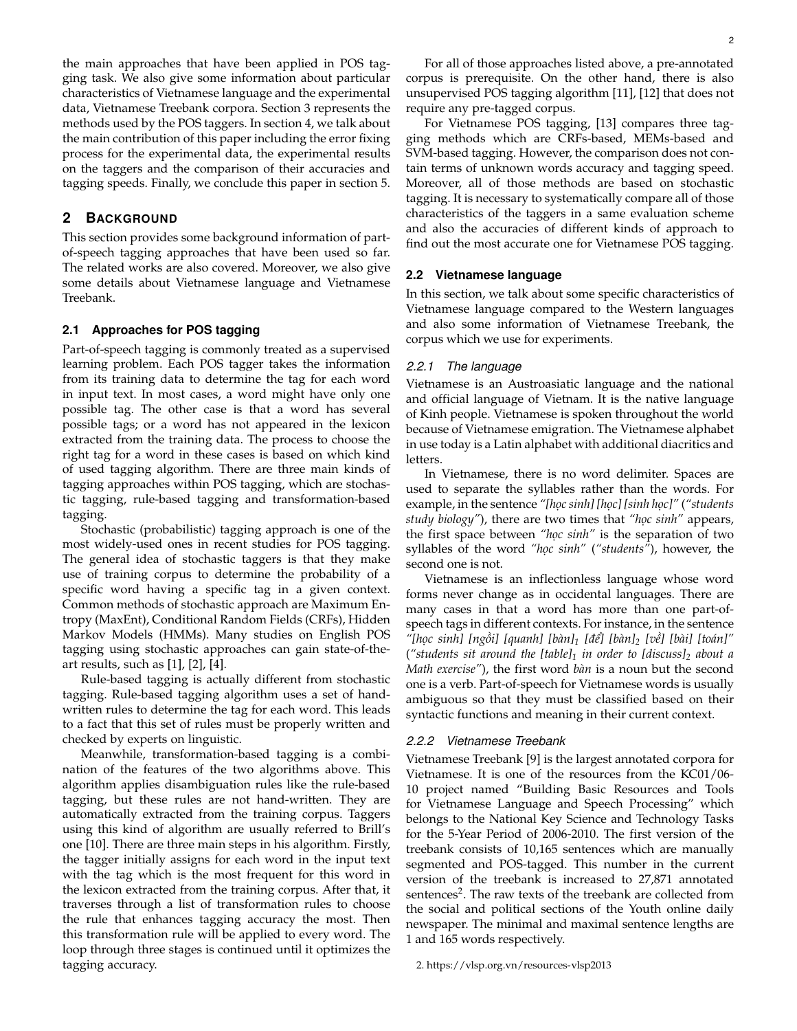the main approaches that have been applied in POS tagging task. We also give some information about particular characteristics of Vietnamese language and the experimental data, Vietnamese Treebank corpora. Section 3 represents the methods used by the POS taggers. In section 4, we talk about the main contribution of this paper including the error fixing process for the experimental data, the experimental results on the taggers and the comparison of their accuracies and tagging speeds. Finally, we conclude this paper in section 5.

## 2 Background

This section provides some background information of part-of-speech tagging approaches that have been used so far. The related works are also covered. Moreover, we also give some details about Vietnamese language and Vietnamese Treebank.

### 2.1 Approaches for POS tagging

Part-of-speech tagging is commonly treated as a supervised learning problem. Each POS tagger takes the information from its training data to determine the tag for each word in input text. In most cases, a word might have only one possible tag. The other case is that a word has several possible tags; or a word has not appeared in the lexicon extracted from the training data. The process to choose the right tag for a word in these cases is based on which kind of used tagging algorithm. There are three main kinds of tagging approaches within POS tagging, which are stochastic tagging, rule-based tagging and transformation-based tagging.

Stochastic (probabilistic) tagging approach is one of the most widely-used ones in recent studies for POS tagging. The general idea of stochastic taggers is that they make use of training corpus to determine the probability of a specific word having a specific tag in a given context. Common methods of stochastic approach are Maximum Entropy (MaxEnt), Conditional Random Fields (CRFs), Hidden Markov Models (HMMs). Many studies on English POS tagging using stochastic approaches can gain state-of-the-art results, such as [1], [2], [4].

Rule-based tagging is actually different from stochastic tagging. Rule-based tagging algorithm uses a set of hand-written rules to determine the tag for each word. This leads to a fact that this set of rules must be properly written and checked by experts on linguistic.

Meanwhile, transformation-based tagging is a combination of the features of the two algorithms above. This algorithm applies disambiguation rules like the rule-based tagging, but these rules are not hand-written. They are automatically extracted from the training corpus. Taggers using this kind of algorithm are usually referred to Brill's one [10]. There are three main steps in his algorithm. Firstly, the tagger initially assigns for each word in the input text with the tag which is the most frequent for this word in the lexicon extracted from the training corpus. After that, it traverses through a list of transformation rules to choose the rule that enhances tagging accuracy the most. Then this transformation rule will be applied to every word. The loop through three stages is continued until it optimizes the tagging accuracy.

For all of those approaches listed above, a pre-annotated corpus is prerequisite. On the other hand, there is also unsupervised POS tagging algorithm [11], [12] that does not require any pre-tagged corpus.

For Vietnamese POS tagging, [13] compares three tagging methods which are CRFs-based, MEMs-based and SVM-based tagging. However, the comparison does not contain terms of unknown words accuracy and tagging speed. Moreover, all of those methods are based on stochastic tagging. It is necessary to systematically compare all of those characteristics of the taggers in a same evaluation scheme and also the accuracies of different kinds of approach to find out the most accurate one for Vietnamese POS tagging.

### 2.2 Vietnamese language

In this section, we talk about some specific characteristics of Vietnamese language compared to the Western languages and also some information of Vietnamese Treebank, the corpus which we use for experiments.

#### 2.2.1 The language

Vietnamese is an Austroasiatic language and the national and official language of Vietnam. It is the native language of Kinh people. Vietnamese is spoken throughout the world because of Vietnamese emigration. The Vietnamese alphabet in use today is a Latin alphabet with additional diacritics and letters.

In Vietnamese, there is no word delimiter. Spaces are used to separate the syllables rather than the words. For example, in the sentence *"[học sinh] [học] [sinh học]"* (*"students study biology"*), there are two times that *"học sinh"* appears, the first space between *"học sinh"* is the separation of two syllables of the word *"học sinh"* (*"students"*), however, the second one is not.

Vietnamese is an inflectionless language whose word forms never change as in occidental languages. There are many cases in that a word has more than one part-of-speech tags in different contexts. For instance, in the sentence *"[học sinh] [ngồi] [quanh] [bàn]$_1$ [để] [bàn]$_2$ [về] [bài] [toán]"* (*"students sit around the [table]$_1$ in order to [discuss]$_2$ about a Math exercise"*), the first word *bàn* is a noun but the second one is a verb. Part-of-speech for Vietnamese words is usually ambiguous so that they must be classified based on their syntactic functions and meaning in their current context.

#### 2.2.2 Vietnamese Treebank

Vietnamese Treebank [9] is the largest annotated corpora for Vietnamese. It is one of the resources from the KC01/06-10 project named "Building Basic Resources and Tools for Vietnamese Language and Speech Processing" which belongs to the National Key Science and Technology Tasks for the 5-Year Period of 2006-2010. The first version of the treebank consists of 10,165 sentences which are manually segmented and POS-tagged. This number in the current version of the treebank is increased to 27,871 annotated sentences[2]. The raw texts of the treebank are collected from the social and political sections of the Youth online daily newspaper. The minimal and maximal sentence lengths are 1 and 165 words respectively.

2. https://vlsp.org.vn/resources-vlsp2013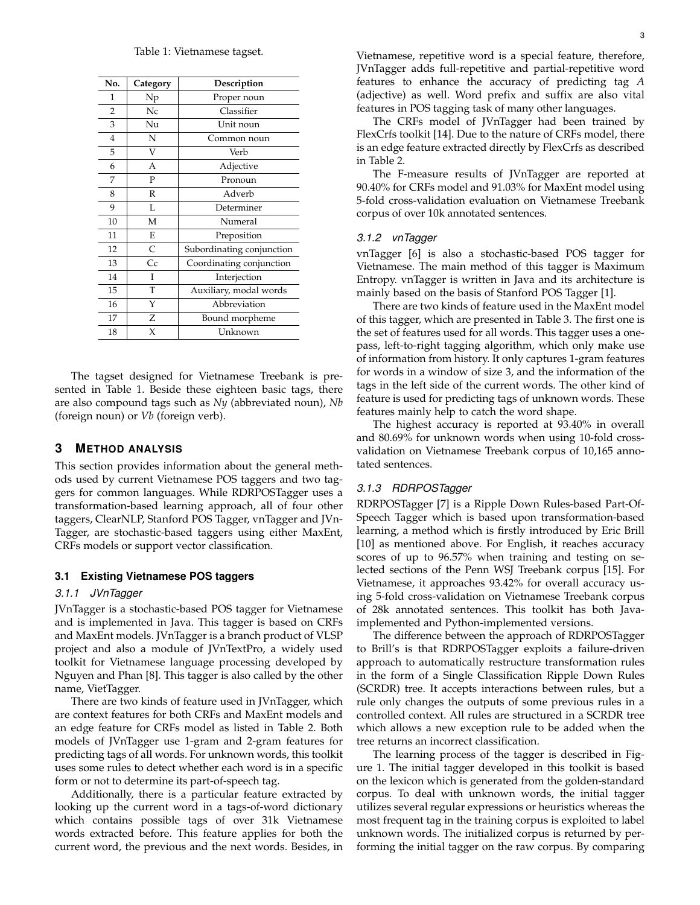Table 1: Vietnamese tagset.

| No. | Category | Description |
|---|---|---|
| 1 | Np | Proper noun |
| 2 | Nc | Classifier |
| 3 | Nu | Unit noun |
| 4 | N | Common noun |
| 5 | V | Verb |
| 6 | A | Adjective |
| 7 | P | Pronoun |
| 8 | R | Adverb |
| 9 | L | Determiner |
| 10 | M | Numeral |
| 11 | E | Preposition |
| 12 | C | Subordinating conjunction |
| 13 | Cc | Coordinating conjunction |
| 14 | I | Interjection |
| 15 | T | Auxiliary, modal words |
| 16 | Y | Abbreviation |
| 17 | Z | Bound morpheme |
| 18 | X | Unknown |

The tagset designed for Vietnamese Treebank is presented in Table 1. Beside these eighteen basic tags, there are also compound tags such as *Ny* (abbreviated noun), *Nb* (foreign noun) or *Vb* (foreign verb).

## 3 Method Analysis

This section provides information about the general methods used by current Vietnamese POS taggers and two taggers for common languages. While RDRPOSTagger uses a transformation-based learning approach, all of four other taggers, ClearNLP, Stanford POS Tagger, vnTagger and JVnTagger, are stochastic-based taggers using either MaxEnt, CRFs models or support vector classification.

### 3.1 Existing Vietnamese POS taggers

#### 3.1.1 JVnTagger

JVnTagger is a stochastic-based POS tagger for Vietnamese and is implemented in Java. This tagger is based on CRFs and MaxEnt models. JVnTagger is a branch product of VLSP project and also a module of JVnTextPro, a widely used toolkit for Vietnamese language processing developed by Nguyen and Phan [8]. This tagger is also called by the other name, VietTagger.

There are two kinds of feature used in JVnTagger, which are context features for both CRFs and MaxEnt models and an edge feature for CRFs model as listed in Table 2. Both models of JVnTagger use 1-gram and 2-gram features for predicting tags of all words. For unknown words, this toolkit uses some rules to detect whether each word is in a specific form or not to determine its part-of-speech tag.

Additionally, there is a particular feature extracted by looking up the current word in a tags-of-word dictionary which contains possible tags of over 31k Vietnamese words extracted before. This feature applies for both the current word, the previous and the next words. Besides, in Vietnamese, repetitive word is a special feature, therefore, JVnTagger adds full-repetitive and partial-repetitive word features to enhance the accuracy of predicting tag *A* (adjective) as well. Word prefix and suffix are also vital features in POS tagging task of many other languages.

The CRFs model of JVnTagger had been trained by FlexCrfs toolkit [14]. Due to the nature of CRFs model, there is an edge feature extracted directly by FlexCrfs as described in Table 2.

The F-measure results of JVnTagger are reported at 90.40% for CRFs model and 91.03% for MaxEnt model using 5-fold cross-validation evaluation on Vietnamese Treebank corpus of over 10k annotated sentences.

#### 3.1.2 vnTagger

vnTagger [6] is also a stochastic-based POS tagger for Vietnamese. The main method of this tagger is Maximum Entropy. vnTagger is written in Java and its architecture is mainly based on the basis of Stanford POS Tagger [1].

There are two kinds of feature used in the MaxEnt model of this tagger, which are presented in Table 3. The first one is the set of features used for all words. This tagger uses a one-pass, left-to-right tagging algorithm, which only make use of information from history. It only captures 1-gram features for words in a window of size 3, and the information of the tags in the left side of the current words. The other kind of feature is used for predicting tags of unknown words. These features mainly help to catch the word shape.

The highest accuracy is reported at 93.40% in overall and 80.69% for unknown words when using 10-fold cross-validation on Vietnamese Treebank corpus of 10,165 annotated sentences.

#### 3.1.3 RDRPOSTagger

RDRPOSTagger [7] is a Ripple Down Rules-based Part-Of-Speech Tagger which is based upon transformation-based learning, a method which is firstly introduced by Eric Brill [10] as mentioned above. For English, it reaches accuracy scores of up to 96.57% when training and testing on selected sections of the Penn WSJ Treebank corpus [15]. For Vietnamese, it approaches 93.42% for overall accuracy using 5-fold cross-validation on Vietnamese Treebank corpus of 28k annotated sentences. This toolkit has both Java-implemented and Python-implemented versions.

The difference between the approach of RDRPOSTagger to Brill's is that RDRPOSTagger exploits a failure-driven approach to automatically restructure transformation rules in the form of a Single Classification Ripple Down Rules (SCRDR) tree. It accepts interactions between rules, but a rule only changes the outputs of some previous rules in a controlled context. All rules are structured in a SCRDR tree which allows a new exception rule to be added when the tree returns an incorrect classification.

The learning process of the tagger is described in Figure 1. The initial tagger developed in this toolkit is based on the lexicon which is generated from the golden-standard corpus. To deal with unknown words, the initial tagger utilizes several regular expressions or heuristics whereas the most frequent tag in the training corpus is exploited to label unknown words. The initialized corpus is returned by performing the initial tagger on the raw corpus. By comparing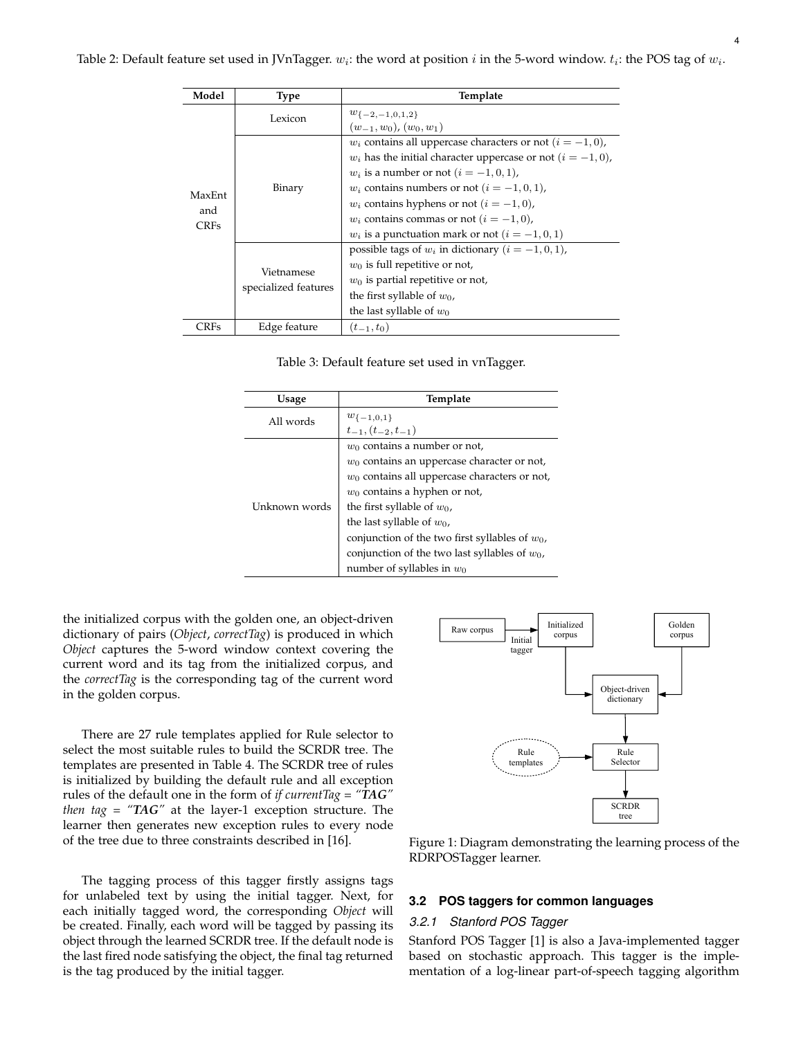Table 2: Default feature set used in JVnTagger. $w_i$: the word at position $i$ in the 5-word window. $t_i$: the POS tag of $w_i$.

| Model | Type | Template |
|---|---|---|
| MaxEnt and CRFs | Lexicon | $w_{\{-2,-1,0,1,2\}}$<br>$(w_{-1}, w_0)$, $(w_0, w_1)$ |
| | Binary | $w_i$ contains all uppercase characters or not ($i = -1, 0$),<br>$w_i$ has the initial character uppercase or not ($i = -1, 0$),<br>$w_i$ is a number or not ($i = -1, 0, 1$),<br>$w_i$ contains numbers or not ($i = -1, 0, 1$),<br>$w_i$ contains hyphens or not ($i = -1, 0$),<br>$w_i$ contains commas or not ($i = -1, 0$),<br>$w_i$ is a punctuation mark or not ($i = -1, 0, 1$) |
| | Vietnamese specialized features | possible tags of $w_i$ in dictionary ($i = -1, 0, 1$),<br>$w_0$ is full repetitive or not,<br>$w_0$ is partial repetitive or not,<br>the first syllable of $w_0$,<br>the last syllable of $w_0$ |
| CRFs | Edge feature | $(t_{-1}, t_0)$ |

Table 3: Default feature set used in vnTagger.

| Usage | Template |
|---|---|
| All words | $w_{\{-1,0,1\}}$<br>$t_{-1}, (t_{-2}, t_{-1})$ |
| Unknown words | $w_0$ contains a number or not,<br>$w_0$ contains an uppercase character or not,<br>$w_0$ contains all uppercase characters or not,<br>$w_0$ contains a hyphen or not,<br>the first syllable of $w_0$,<br>the last syllable of $w_0$,<br>conjunction of the two first syllables of $w_0$,<br>conjunction of the two last syllables of $w_0$,<br>number of syllables in $w_0$ |

the initialized corpus with the golden one, an object-driven dictionary of pairs (*Object*, *correctTag*) is produced in which *Object* captures the 5-word window context covering the current word and its tag from the initialized corpus, and the *correctTag* is the corresponding tag of the current word in the golden corpus.

There are 27 rule templates applied for Rule selector to select the most suitable rules to build the SCRDR tree. The templates are presented in Table 4. The SCRDR tree of rules is initialized by building the default rule and all exception rules of the default one in the form of *if currentTag = "**TAG**" then tag = "**TAG**"* at the layer-1 exception structure. The learner then generates new exception rules to every node of the tree due to three constraints described in [16].

The tagging process of this tagger firstly assigns tags for unlabeled text by using the initial tagger. Next, for each initially tagged word, the corresponding *Object* will be created. Finally, each word will be tagged by passing its object through the learned SCRDR tree. If the default node is the last fired node satisfying the object, the final tag returned is the tag produced by the initial tagger.

Raw corpus
Initial tagger
Initialized corpus
Golden corpus
Object-driven dictionary
Rule templates
Rule Selector
SCRDR tree

Figure 1: Diagram demonstrating the learning process of the RDRPOSTagger learner.

### 3.2 POS taggers for common languages

#### 3.2.1 Stanford POS Tagger

Stanford POS Tagger [1] is also a Java-implemented tagger based on stochastic approach. This tagger is the implementation of a log-linear part-of-speech tagging algorithm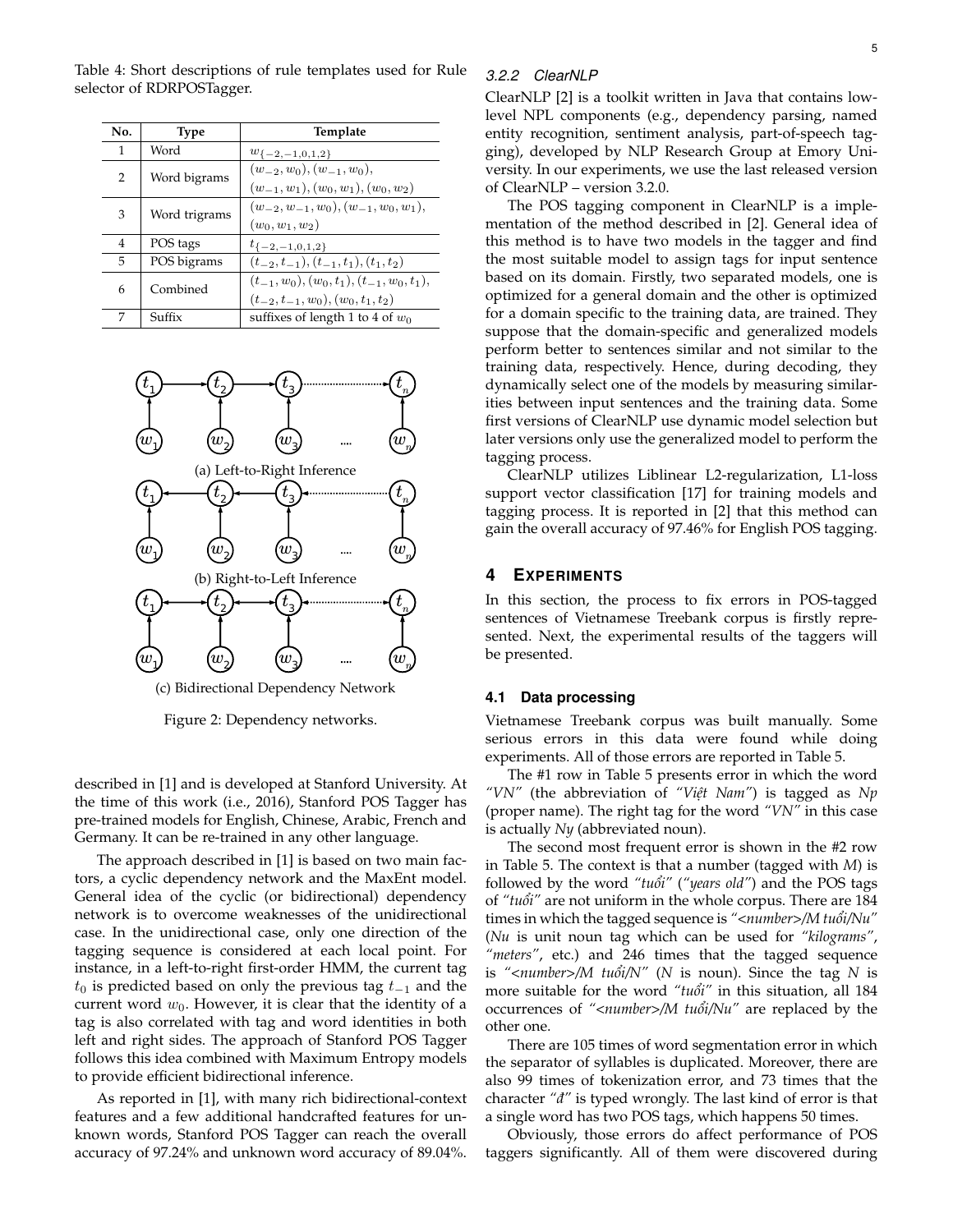Table 4: Short descriptions of rule templates used for Rule selector of RDRPOSTagger.

| No. | Type | Template |
|---|---|---|
| 1 | Word | $w_{\{-2,-1,0,1,2\}}$ |
| 2 | Word bigrams | $(w_{-2}, w_0), (w_{-1}, w_0),$ $(w_{-1}, w_1), (w_0, w_1), (w_0, w_2)$ |
| 3 | Word trigrams | $(w_{-2}, w_{-1}, w_0), (w_{-1}, w_0, w_1),$ $(w_0, w_1, w_2)$ |
| 4 | POS tags | $t_{\{-2,-1,0,1,2\}}$ |
| 5 | POS bigrams | $(t_{-2}, t_{-1}), (t_{-1}, t_1), (t_1, t_2)$ |
| 6 | Combined | $(t_{-1}, w_0), (w_0, t_1), (t_{-1}, w_0, t_1),$ $(t_{-2}, t_{-1}, w_0), (w_0, t_1, t_2)$ |
| 7 | Suffix | suffixes of length 1 to 4 of $w_0$ |

(a) Left-to-Right Inference

(b) Right-to-Left Inference

(c) Bidirectional Dependency Network

Figure 2: Dependency networks.

described in [1] and is developed at Stanford University. At the time of this work (i.e., 2016), Stanford POS Tagger has pre-trained models for English, Chinese, Arabic, French and Germany. It can be re-trained in any other language.

The approach described in [1] is based on two main factors, a cyclic dependency network and the MaxEnt model. General idea of the cyclic (or bidirectional) dependency network is to overcome weaknesses of the unidirectional case. In the unidirectional case, only one direction of the tagging sequence is considered at each local point. For instance, in a left-to-right first-order HMM, the current tag $t_0$ is predicted based on only the previous tag $t_{-1}$ and the current word $w_0$. However, it is clear that the identity of a tag is also correlated with tag and word identities in both left and right sides. The approach of Stanford POS Tagger follows this idea combined with Maximum Entropy models to provide efficient bidirectional inference.

As reported in [1], with many rich bidirectional-context features and a few additional handcrafted features for unknown words, Stanford POS Tagger can reach the overall accuracy of 97.24% and unknown word accuracy of 89.04%.

#### 3.2.2 ClearNLP

ClearNLP [2] is a toolkit written in Java that contains low-level NPL components (e.g., dependency parsing, named entity recognition, sentiment analysis, part-of-speech tagging), developed by NLP Research Group at Emory University. In our experiments, we use the last released version of ClearNLP – version 3.2.0.

The POS tagging component in ClearNLP is a implementation of the method described in [2]. General idea of this method is to have two models in the tagger and find the most suitable model to assign tags for input sentence based on its domain. Firstly, two separated models, one is optimized for a general domain and the other is optimized for a domain specific to the training data, are trained. They suppose that the domain-specific and generalized models perform better to sentences similar and not similar to the training data, respectively. Hence, during decoding, they dynamically select one of the models by measuring similarities between input sentences and the training data. Some first versions of ClearNLP use dynamic model selection but later versions only use the generalized model to perform the tagging process.

ClearNLP utilizes Liblinear L2-regularization, L1-loss support vector classification [17] for training models and tagging process. It is reported in [2] that this method can gain the overall accuracy of 97.46% for English POS tagging.

## 4 Experiments

In this section, the process to fix errors in POS-tagged sentences of Vietnamese Treebank corpus is firstly represented. Next, the experimental results of the taggers will be presented.

### 4.1 Data processing

Vietnamese Treebank corpus was built manually. Some serious errors in this data were found while doing experiments. All of those errors are reported in Table 5.

The #1 row in Table 5 presents error in which the word *"VN"* (the abbreviation of *"Việt Nam"*) is tagged as *Np* (proper name). The right tag for the word *"VN"* in this case is actually *Ny* (abbreviated noun).

The second most frequent error is shown in the #2 row in Table 5. The context is that a number (tagged with *M*) is followed by the word *"tuổi"* (*"years old"*) and the POS tags of *"tuổi"* are not uniform in the whole corpus. There are 184 times in which the tagged sequence is *"<number>/M tuổi/Nu"* (*Nu* is unit noun tag which can be used for *"kilograms"*, *"meters"*, etc.) and 246 times that the tagged sequence is *"<number>/M tuổi/N"* (*N* is noun). Since the tag *N* is more suitable for the word *"tuổi"* in this situation, all 184 occurrences of *"<number>/M tuổi/Nu"* are replaced by the other one.

There are 105 times of word segmentation error in which the separator of syllables is duplicated. Moreover, there are also 99 times of tokenization error, and 73 times that the character *"đ"* is typed wrongly. The last kind of error is that a single word has two POS tags, which happens 50 times.

Obviously, those errors do affect performance of POS taggers significantly. All of them were discovered during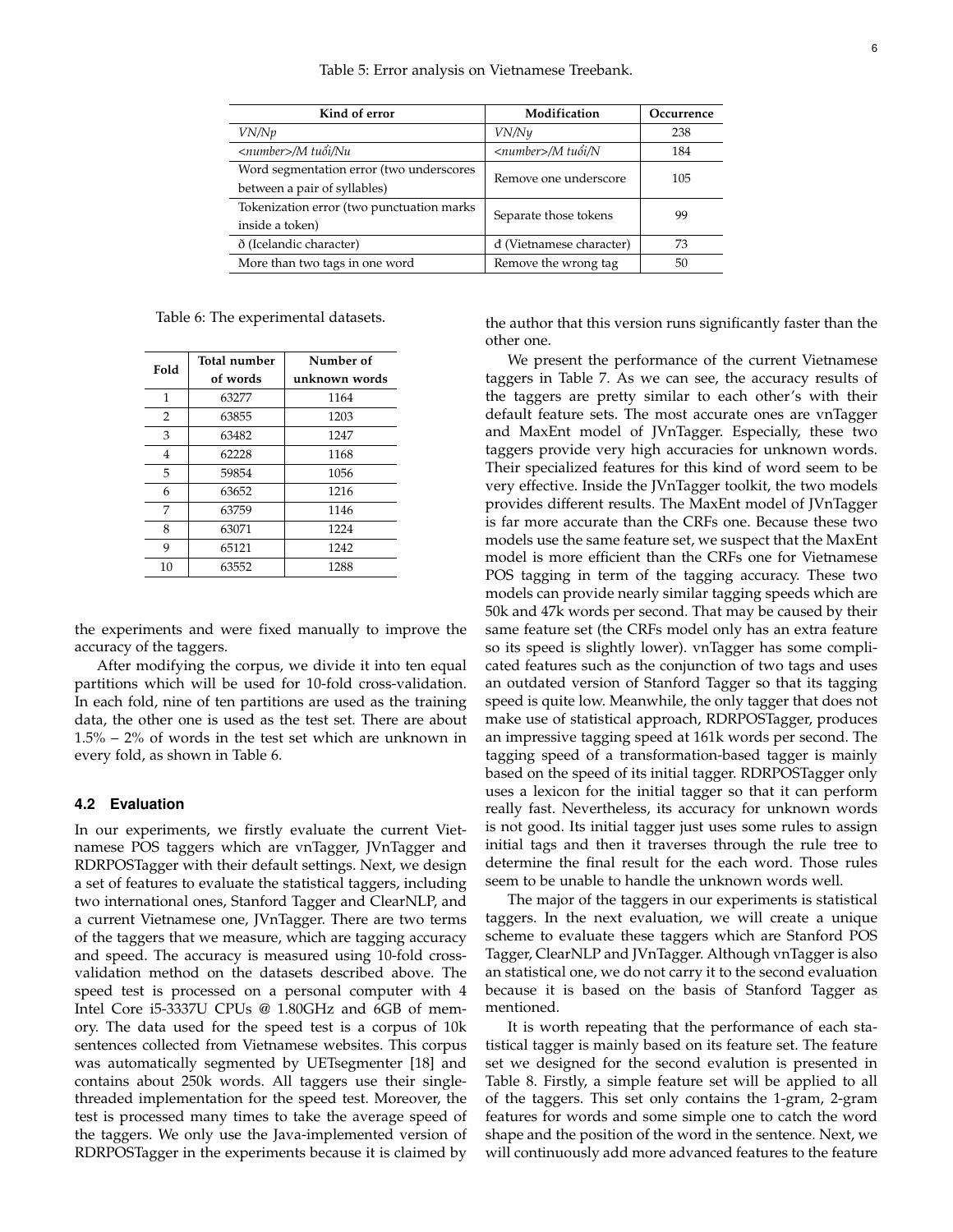Table 5: Error analysis on Vietnamese Treebank.

| Kind of error | Modification | Occurrence |
|---|---|---|
| *VN/Np* | *VN/Ny* | 238 |
| *<number>/M tuổi/Nu* | *<number>/M tuổi/N* | 184 |
| Word segmentation error (two underscores between a pair of syllables) | Remove one underscore | 105 |
| Tokenization error (two punctuation marks inside a token) | Separate those tokens | 99 |
| ð (Icelandic character) | đ (Vietnamese character) | 73 |
| More than two tags in one word | Remove the wrong tag | 50 |

Table 6: The experimental datasets.

| Fold | Total number of words | Number of unknown words |
|---|---|---|
| 1 | 63277 | 1164 |
| 2 | 63855 | 1203 |
| 3 | 63482 | 1247 |
| 4 | 62228 | 1168 |
| 5 | 59854 | 1056 |
| 6 | 63652 | 1216 |
| 7 | 63759 | 1146 |
| 8 | 63071 | 1224 |
| 9 | 65121 | 1242 |
| 10 | 63552 | 1288 |

the experiments and were fixed manually to improve the accuracy of the taggers.

After modifying the corpus, we divide it into ten equal partitions which will be used for 10-fold cross-validation. In each fold, nine of ten partitions are used as the training data, the other one is used as the test set. There are about 1.5% – 2% of words in the test set which are unknown in every fold, as shown in Table 6.

### 4.2 Evaluation

In our experiments, we firstly evaluate the current Vietnamese POS taggers which are vnTagger, JVnTagger and RDRPOSTagger with their default settings. Next, we design a set of features to evaluate the statistical taggers, including two international ones, Stanford Tagger and ClearNLP, and a current Vietnamese one, JVnTagger. There are two terms of the taggers that we measure, which are tagging accuracy and speed. The accuracy is measured using 10-fold cross-validation method on the datasets described above. The speed test is processed on a personal computer with 4 Intel Core i5-3337U CPUs @ 1.80GHz and 6GB of memory. The data used for the speed test is a corpus of 10k sentences collected from Vietnamese websites. This corpus was automatically segmented by UETsegmenter [18] and contains about 250k words. All taggers use their single-threaded implementation for the speed test. Moreover, the test is processed many times to take the average speed of the taggers. We only use the Java-implemented version of RDRPOSTagger in the experiments because it is claimed by the author that this version runs significantly faster than the other one.

We present the performance of the current Vietnamese taggers in Table 7. As we can see, the accuracy results of the taggers are pretty similar to each other's with their default feature sets. The most accurate ones are vnTagger and MaxEnt model of JVnTagger. Especially, these two taggers provide very high accuracies for unknown words. Their specialized features for this kind of word seem to be very effective. Inside the JVnTagger toolkit, the two models provides different results. The MaxEnt model of JVnTagger is far more accurate than the CRFs one. Because these two models use the same feature set, we suspect that the MaxEnt model is more efficient than the CRFs one for Vietnamese POS tagging in term of the tagging accuracy. These two models can provide nearly similar tagging speeds which are 50k and 47k words per second. That may be caused by their same feature set (the CRFs model only has an extra feature so its speed is slightly lower). vnTagger has some complicated features such as the conjunction of two tags and uses an outdated version of Stanford Tagger so that its tagging speed is quite low. Meanwhile, the only tagger that does not make use of statistical approach, RDRPOSTagger, produces an impressive tagging speed at 161k words per second. The tagging speed of a transformation-based tagger is mainly based on the speed of its initial tagger. RDRPOSTagger only uses a lexicon for the initial tagger so that it can perform really fast. Nevertheless, its accuracy for unknown words is not good. Its initial tagger just uses some rules to assign initial tags and then it traverses through the rule tree to determine the final result for the each word. Those rules seem to be unable to handle the unknown words well.

The major of the taggers in our experiments is statistical taggers. In the next evaluation, we will create a unique scheme to evaluate these taggers which are Stanford POS Tagger, ClearNLP and JVnTagger. Although vnTagger is also an statistical one, we do not carry it to the second evaluation because it is based on the basis of Stanford Tagger as mentioned.

It is worth repeating that the performance of each statistical tagger is mainly based on its feature set. The feature set we designed for the second evalution is presented in Table 8. Firstly, a simple feature set will be applied to all of the taggers. This set only contains the 1-gram, 2-gram features for words and some simple one to catch the word shape and the position of the word in the sentence. Next, we will continuously add more advanced features to the feature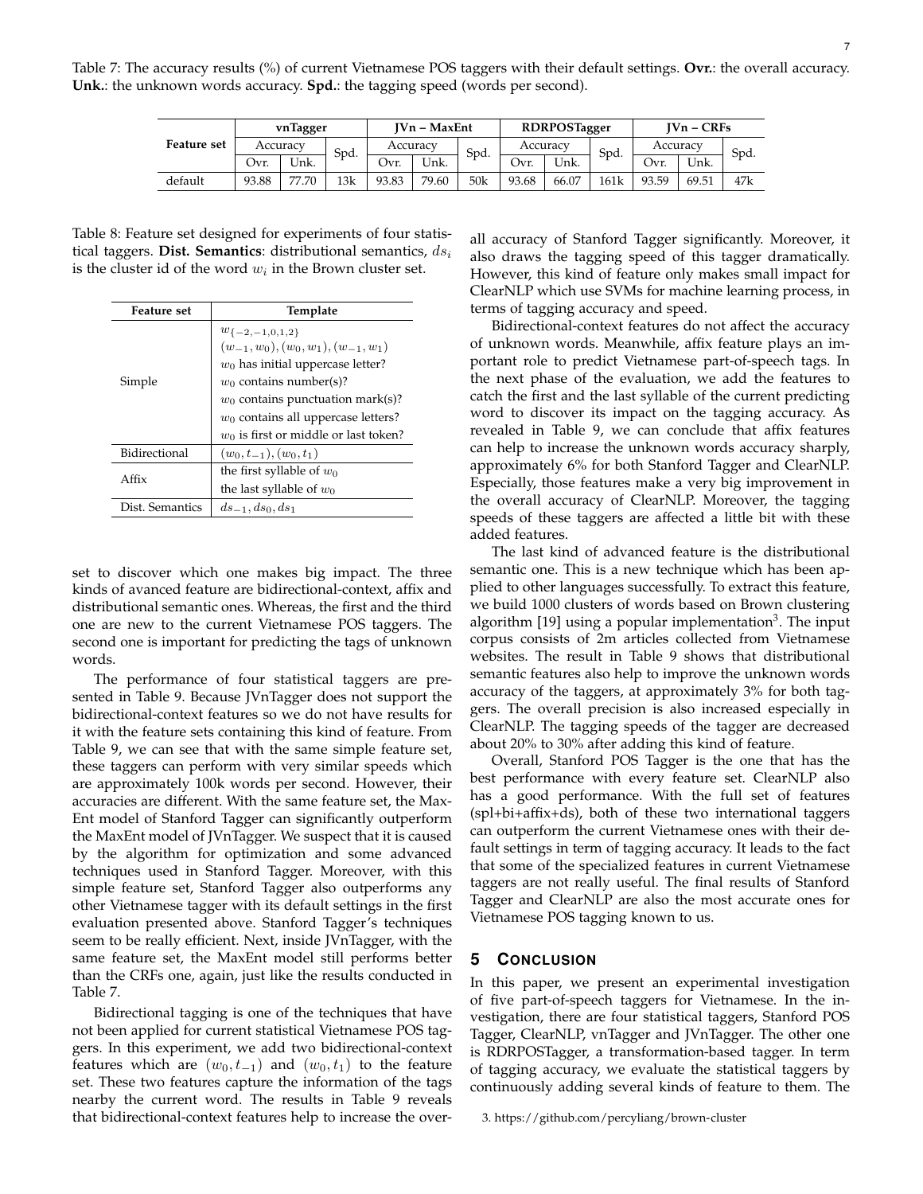Table 7: The accuracy results (%) of current Vietnamese POS taggers with their default settings. **Ovr.**: the overall accuracy. **Unk.**: the unknown words accuracy. **Spd.**: the tagging speed (words per second).

| Feature set | vnTagger | | | JVn – MaxEnt | | | RDRPOSTagger | | | JVn – CRFs | | |
|---|---|---|---|---|---|---|---|---|---|---|---|---|
| | Accuracy | | Spd. | Accuracy | | Spd. | Accuracy | | Spd. | Accuracy | | Spd. |
| | Ovr. | Unk. | | Ovr. | Unk. | | Ovr. | Unk. | | Ovr. | Unk. | |
| default | 93.88 | 77.70 | 13k | 93.83 | 79.60 | 50k | 93.68 | 66.07 | 161k | 93.59 | 69.51 | 47k |

Table 8: Feature set designed for experiments of four statistical taggers. **Dist. Semantics**: distributional semantics, $ds_i$ is the cluster id of the word $w_i$ in the Brown cluster set.

| Feature set | Template |
|---|---|
| Simple | $w_{\{-2,-1,0,1,2\}}$ |
| | $(w_{-1}, w_0), (w_0, w_1), (w_{-1}, w_1)$ |
| | $w_0$ has initial uppercase letter? |
| | $w_0$ contains number(s)? |
| | $w_0$ contains punctuation mark(s)? |
| | $w_0$ contains all uppercase letters? |
| | $w_0$ is first or middle or last token? |
| Bidirectional | $(w_0, t_{-1}), (w_0, t_1)$ |
| Affix | the first syllable of $w_0$ |
| | the last syllable of $w_0$ |
| Dist. Semantics | $ds_{-1}, ds_0, ds_1$ |

set to discover which one makes big impact. The three kinds of avanced feature are bidirectional-context, affix and distributional semantic ones. Whereas, the first and the third one are new to the current Vietnamese POS taggers. The second one is important for predicting the tags of unknown words.

The performance of four statistical taggers are presented in Table 9. Because JVnTagger does not support the bidirectional-context features so we do not have results for it with the feature sets containing this kind of feature. From Table 9, we can see that with the same simple feature set, these taggers can perform with very similar speeds which are approximately 100k words per second. However, their accuracies are different. With the same feature set, the MaxEnt model of Stanford Tagger can significantly outperform the MaxEnt model of JVnTagger. We suspect that it is caused by the algorithm for optimization and some advanced techniques used in Stanford Tagger. Moreover, with this simple feature set, Stanford Tagger also outperforms any other Vietnamese tagger with its default settings in the first evaluation presented above. Stanford Tagger's techniques seem to be really efficient. Next, inside JVnTagger, with the same feature set, the MaxEnt model still performs better than the CRFs one, again, just like the results conducted in Table 7.

Bidirectional tagging is one of the techniques that have not been applied for current statistical Vietnamese POS taggers. In this experiment, we add two bidirectional-context features which are $(w_0, t_{-1})$ and $(w_0, t_1)$ to the feature set. These two features capture the information of the tags nearby the current word. The results in Table 9 reveals that bidirectional-context features help to increase the overall accuracy of Stanford Tagger significantly. Moreover, it also draws the tagging speed of this tagger dramatically. However, this kind of feature only makes small impact for ClearNLP which use SVMs for machine learning process, in terms of tagging accuracy and speed.

Bidirectional-context features do not affect the accuracy of unknown words. Meanwhile, affix feature plays an important role to predict Vietnamese part-of-speech tags. In the next phase of the evaluation, we add the features to catch the first and the last syllable of the current predicting word to discover its impact on the tagging accuracy. As revealed in Table 9, we can conclude that affix features can help to increase the unknown words accuracy sharply, approximately 6% for both Stanford Tagger and ClearNLP. Especially, those features make a very big improvement in the overall accuracy of ClearNLP. Moreover, the tagging speeds of these taggers are affected a little bit with these added features.

The last kind of advanced feature is the distributional semantic one. This is a new technique which has been applied to other languages successfully. To extract this feature, we build 1000 clusters of words based on Brown clustering algorithm [19] using a popular implementation[3]. The input corpus consists of 2m articles collected from Vietnamese websites. The result in Table 9 shows that distributional semantic features also help to improve the unknown words accuracy of the taggers, at approximately 3% for both taggers. The overall precision is also increased especially in ClearNLP. The tagging speeds of the tagger are decreased about 20% to 30% after adding this kind of feature.

Overall, Stanford POS Tagger is the one that has the best performance with every feature set. ClearNLP also has a good performance. With the full set of features (spl+bi+affix+ds), both of these two international taggers can outperform the current Vietnamese ones with their default settings in term of tagging accuracy. It leads to the fact that some of the specialized features in current Vietnamese taggers are not really useful. The final results of Stanford Tagger and ClearNLP are also the most accurate ones for Vietnamese POS tagging known to us.

## 5 Conclusion

In this paper, we present an experimental investigation of five part-of-speech taggers for Vietnamese. In the investigation, there are four statistical taggers, Stanford POS Tagger, ClearNLP, vnTagger and JVnTagger. The other one is RDRPOSTagger, a transformation-based tagger. In term of tagging accuracy, we evaluate the statistical taggers by continuously adding several kinds of feature to them. The

3. https://github.com/percyliang/brown-cluster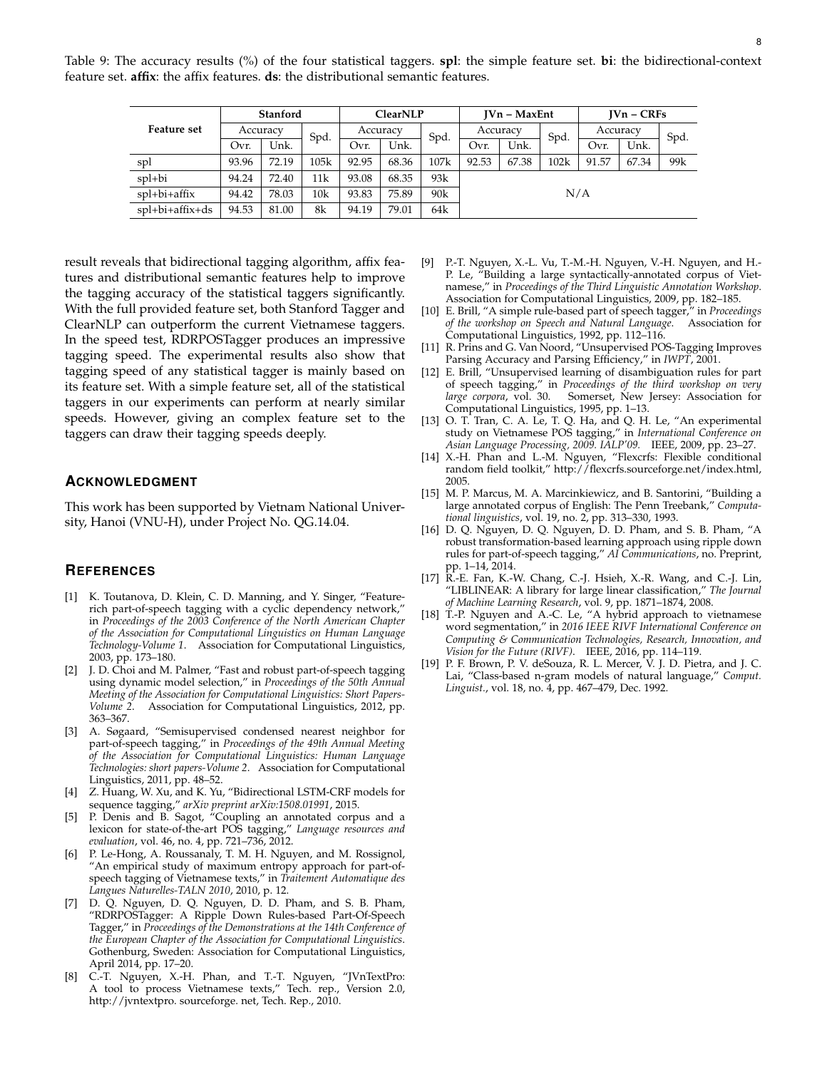Table 9: The accuracy results (%) of the four statistical taggers. **spl**: the simple feature set. **bi**: the bidirectional-context feature set. **affix**: the affix features. **ds**: the distributional semantic features.

| Feature set | Stanford | | | ClearNLP | | | JVn – MaxEnt | | | JVn – CRFs | | |
|---|---|---|---|---|---|---|---|---|---|---|---|---|
| | Accuracy | | Spd. | Accuracy | | Spd. | Accuracy | | Spd. | Accuracy | | Spd. |
| | Ovr. | Unk. | | Ovr. | Unk. | | Ovr. | Unk. | | Ovr. | Unk. | |
| spl | 93.96 | 72.19 | 105k | 92.95 | 68.36 | 107k | 92.53 | 67.38 | 102k | 91.57 | 67.34 | 99k |
| spl+bi | 94.24 | 72.40 | 11k | 93.08 | 68.35 | 93k | N/A | | | | | |
| spl+bi+affix | 94.42 | 78.03 | 10k | 93.83 | 75.89 | 90k | | | | | | |
| spl+bi+affix+ds | 94.53 | 81.00 | 8k | 94.19 | 79.01 | 64k | | | | | | |

result reveals that bidirectional tagging algorithm, affix features and distributional semantic features help to improve the tagging accuracy of the statistical taggers significantly. With the full provided feature set, both Stanford Tagger and ClearNLP can outperform the current Vietnamese taggers. In the speed test, RDRPOSTagger produces an impressive tagging speed. The experimental results also show that tagging speed of any statistical tagger is mainly based on its feature set. With a simple feature set, all of the statistical taggers in our experiments can perform at nearly similar speeds. However, giving an complex feature set to the taggers can draw their tagging speeds deeply.

## Acknowledgment

This work has been supported by Vietnam National University, Hanoi (VNU-H), under Project No. QG.14.04.

## References

[1] K. Toutanova, D. Klein, C. D. Manning, and Y. Singer, "Feature-rich part-of-speech tagging with a cyclic dependency network," in *Proceedings of the 2003 Conference of the North American Chapter of the Association for Computational Linguistics on Human Language Technology-Volume 1*. Association for Computational Linguistics, 2003, pp. 173–180.

[2] J. D. Choi and M. Palmer, "Fast and robust part-of-speech tagging using dynamic model selection," in *Proceedings of the 50th Annual Meeting of the Association for Computational Linguistics: Short Papers-Volume 2*. Association for Computational Linguistics, 2012, pp. 363–367.

[3] A. Søgaard, "Semisupervised condensed nearest neighbor for part-of-speech tagging," in *Proceedings of the 49th Annual Meeting of the Association for Computational Linguistics: Human Language Technologies: short papers-Volume 2*. Association for Computational Linguistics, 2011, pp. 48–52.

[4] Z. Huang, W. Xu, and K. Yu, "Bidirectional LSTM-CRF models for sequence tagging," *arXiv preprint arXiv:1508.01991*, 2015.

[5] P. Denis and B. Sagot, "Coupling an annotated corpus and a lexicon for state-of-the-art POS tagging," *Language resources and evaluation*, vol. 46, no. 4, pp. 721–736, 2012.

[6] P. Le-Hong, A. Roussanaly, T. M. H. Nguyen, and M. Rossignol, "An empirical study of maximum entropy approach for part-of-speech tagging of Vietnamese texts," in *Traitement Automatique des Langues Naturelles-TALN 2010*, 2010, p. 12.

[7] D. Q. Nguyen, D. Q. Nguyen, D. D. Pham, and S. B. Pham, "RDRPOSTagger: A Ripple Down Rules-based Part-Of-Speech Tagger," in *Proceedings of the Demonstrations at the 14th Conference of the European Chapter of the Association for Computational Linguistics*. Gothenburg, Sweden: Association for Computational Linguistics, April 2014, pp. 17–20.

[8] C.-T. Nguyen, X.-H. Phan, and T.-T. Nguyen, "JVnTextPro: A tool to process Vietnamese texts," Tech. rep., Version 2.0, http://jvntextpro. sourceforge. net, Tech. Rep., 2010.

[9] P.-T. Nguyen, X.-L. Vu, T.-M.-H. Nguyen, V.-H. Nguyen, and H.-P. Le, "Building a large syntactically-annotated corpus of Vietnamese," in *Proceedings of the Third Linguistic Annotation Workshop*. Association for Computational Linguistics, 2009, pp. 182–185.

[10] E. Brill, "A simple rule-based part of speech tagger," in *Proceedings of the workshop on Speech and Natural Language*. Association for Computational Linguistics, 1992, pp. 112–116.

[11] R. Prins and G. Van Noord, "Unsupervised POS-Tagging Improves Parsing Accuracy and Parsing Efficiency," in *IWPT*, 2001.

[12] E. Brill, "Unsupervised learning of disambiguation rules for part of speech tagging," in *Proceedings of the third workshop on very large corpora*, vol. 30. Somerset, New Jersey: Association for Computational Linguistics, 1995, pp. 1–13.

[13] O. T. Tran, C. A. Le, T. Q. Ha, and Q. H. Le, "An experimental study on Vietnamese POS tagging," in *International Conference on Asian Language Processing, 2009. IALP'09.* IEEE, 2009, pp. 23–27.

[14] X.-H. Phan and L.-M. Nguyen, "Flexcrfs: Flexible conditional random field toolkit," http://flexcrfs.sourceforge.net/index.html, 2005.

[15] M. P. Marcus, M. A. Marcinkiewicz, and B. Santorini, "Building a large annotated corpus of English: The Penn Treebank," *Computational linguistics*, vol. 19, no. 2, pp. 313–330, 1993.

[16] D. Q. Nguyen, D. Q. Nguyen, D. D. Pham, and S. B. Pham, "A robust transformation-based learning approach using ripple down rules for part-of-speech tagging," *AI Communications*, no. Preprint, pp. 1–14, 2014.

[17] R.-E. Fan, K.-W. Chang, C.-J. Hsieh, X.-R. Wang, and C.-J. Lin, "LIBLINEAR: A library for large linear classification," *The Journal of Machine Learning Research*, vol. 9, pp. 1871–1874, 2008.

[18] T.-P. Nguyen and A.-C. Le, "A hybrid approach to vietnamese word segmentation," in *2016 IEEE RIVF International Conference on Computing & Communication Technologies, Research, Innovation, and Vision for the Future (RIVF)*. IEEE, 2016, pp. 114–119.

[19] P. F. Brown, P. V. deSouza, R. L. Mercer, V. J. D. Pietra, and J. C. Lai, "Class-based n-gram models of natural language," *Comput. Linguist.*, vol. 18, no. 4, pp. 467–479, Dec. 1992.